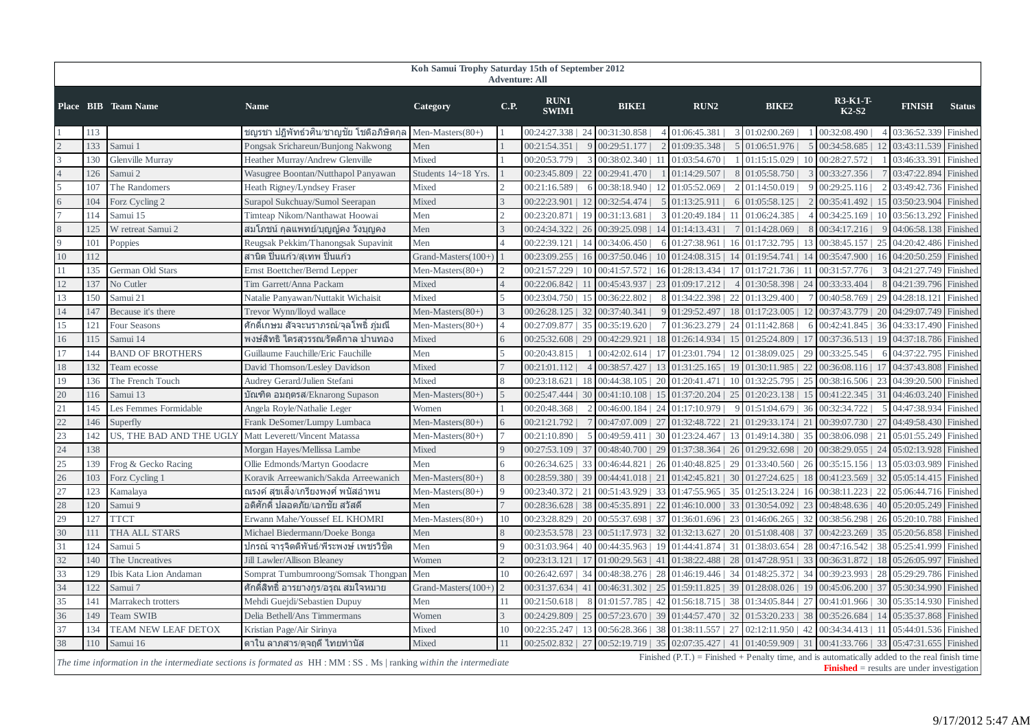# Koh Samui Trophy Saturday 15th of September 2012

## Adventure: All

| Place | BIB | Team Name | Name | Category | C.P. | RUN1 SWIM1 | BIKE1 | RUN2 | BIKE2 | R3-K1-T-K2-S2 | FINISH | Status |
|---|---|---|---|---|---|---|---|---|---|---|---|---|
| 1 | 113 | | ชญรชา ปฏิพัทธ์วศิน/ชาญชัย โชติอภิชิตกุล | Men-Masters(80+) | 1 | 00:24:27.338 \| 24 | 00:31:30.858 \| 4 | 01:06:45.381 \| 3 | 01:02:00.269 \| 1 | 00:32:08.490 \| 4 | 03:36:52.339 | Finished |
| 2 | 133 | Samui 1 | Pongsak Srichareun/Bunjong Nakwong | Men | 1 | 00:21:54.351 \| 9 | 00:29:51.177 \| 2 | 01:09:35.348 \| 5 | 01:06:51.976 \| 5 | 00:34:58.685 \| 12 | 03:43:11.539 | Finished |
| 3 | 130 | Glenville Murray | Heather Murray/Andrew Glenville | Mixed | 1 | 00:20:53.779 \| 3 | 00:38:02.340 \| 11 | 01:03:54.670 \| 1 | 01:15:15.029 \| 10 | 00:28:27.572 \| 1 | 03:46:33.391 | Finished |
| 4 | 126 | Samui 2 | Wasugree Boontan/Nutthapol Panyawan | Students 14~18 Yrs. | 1 | 00:23:45.809 \| 22 | 00:29:41.470 \| 1 | 01:14:29.507 \| 8 | 01:05:58.750 \| 3 | 00:33:27.356 \| 7 | 03:47:22.894 | Finished |
| 5 | 107 | The Randomers | Heath Rigney/Lyndsey Fraser | Mixed | 2 | 00:21:16.589 \| 6 | 00:38:18.940 \| 12 | 01:05:52.069 \| 2 | 01:14:50.019 \| 9 | 00:29:25.116 \| 2 | 03:49:42.736 | Finished |
| 6 | 104 | Forz Cycling 2 | Surapol Sukchuay/Sumol Seerapan | Mixed | 3 | 00:22:23.901 \| 12 | 00:32:54.474 \| 5 | 01:13:25.911 \| 6 | 01:05:58.125 \| 2 | 00:35:41.492 \| 15 | 03:50:23.904 | Finished |
| 7 | 114 | Samui 15 | Timteap Nikom/Nanthawat Hoowai | Men | 2 | 00:23:20.871 \| 19 | 00:31:13.681 \| 3 | 01:20:49.184 \| 11 | 01:06:24.385 \| 4 | 00:34:25.169 \| 10 | 03:56:13.292 | Finished |
| 8 | 125 | W retreat Samui 2 | สมโภชน์ กุลแพทย์/บุญญ์คง วังบุญคง | Men | 3 | 00:24:34.322 \| 26 | 00:39:25.098 \| 14 | 01:14:13.431 \| 7 | 01:14:28.069 \| 8 | 00:34:17.216 \| 9 | 04:06:58.138 | Finished |
| 9 | 101 | Poppies | Reugsak Pekkim/Thanongsak Supavinit | Men | 4 | 00:22:39.121 \| 14 | 00:34:06.450 \| 6 | 01:27:38.961 \| 16 | 01:17:32.795 \| 13 | 00:38:45.157 \| 25 | 04:20:42.486 | Finished |
| 10 | 112 | | สานิต ปีนแก้ว/สุเทพ ปีนแก้ว | Grand-Masters(100+) | 1 | 00:23:09.255 \| 16 | 00:37:50.046 \| 10 | 01:24:08.315 \| 14 | 01:19:54.741 \| 14 | 00:35:47.900 \| 16 | 04:20:50.259 | Finished |
| 11 | 135 | German Old Stars | Ernst Boettcher/Bernd Lepper | Men-Masters(80+) | 2 | 00:21:57.229 \| 10 | 00:41:57.572 \| 16 | 01:28:13.434 \| 17 | 01:17:21.736 \| 11 | 00:31:57.776 \| 3 | 04:21:27.749 | Finished |
| 12 | 137 | No Cutler | Tim Garrett/Anna Packam | Mixed | 4 | 00:22:06.842 \| 11 | 00:45:43.937 \| 23 | 01:09:17.212 \| 4 | 01:30:58.398 \| 24 | 00:33:33.404 \| 8 | 04:21:39.796 | Finished |
| 13 | 150 | Samui 21 | Natalie Panyawan/Nuttakit Wichaisit | Mixed | 5 | 00:23:04.750 \| 15 | 00:36:22.802 \| 8 | 01:34:22.398 \| 22 | 01:13:29.400 \| 7 | 00:40:58.769 \| 29 | 04:28:18.121 | Finished |
| 14 | 147 | Because it's there | Trevor Wynn/lloyd wallace | Men-Masters(80+) | 3 | 00:26:28.125 \| 32 | 00:37:40.341 \| 9 | 01:29:52.497 \| 18 | 01:17:23.005 \| 12 | 00:37:43.779 \| 20 | 04:29:07.749 | Finished |
| 15 | 121 | Four Seasons | ศักดิ์เกษม สัจจะนราภรณ์/จุลโพธิ์ ภูมณี | Men-Masters(80+) | 4 | 00:27:09.877 \| 35 | 00:35:19.620 \| 7 | 01:36:23.279 \| 24 | 01:11:42.868 \| 6 | 00:42:41.845 \| 36 | 04:33:17.490 | Finished |
| 16 | 115 | Samui 14 | พงษ์สิทธิ ไตรสุวรรณ/รัตติกาล ปานทอง | Mixed | 6 | 00:25:32.608 \| 29 | 00:42:29.921 \| 18 | 01:26:14.934 \| 15 | 01:25:24.809 \| 17 | 00:37:36.513 \| 19 | 04:37:18.786 | Finished |
| 17 | 144 | BAND OF BROTHERS | Guillaume Fauchille/Eric Fauchille | Men | 5 | 00:20:43.815 \| 1 | 00:42:02.614 \| 17 | 01:23:01.794 \| 12 | 01:38:09.025 \| 29 | 00:33:25.545 \| 6 | 04:37:22.795 | Finished |
| 18 | 132 | Team ecosse | David Thomson/Lesley Davidson | Mixed | 7 | 00:21:01.112 \| 4 | 00:38:57.427 \| 13 | 01:31:25.165 \| 19 | 01:30:11.985 \| 22 | 00:36:08.116 \| 17 | 04:37:43.808 | Finished |
| 19 | 136 | The French Touch | Audrey Gerard/Julien Stefani | Mixed | 8 | 00:23:18.621 \| 18 | 00:44:38.105 \| 20 | 01:20:41.471 \| 10 | 01:32:25.795 \| 25 | 00:38:16.506 \| 23 | 04:39:20.500 | Finished |
| 20 | 116 | Samui 13 | บัณฑิต อมฤตรส/Eknarong Supason | Men-Masters(80+) | 5 | 00:25:47.444 \| 30 | 00:41:10.108 \| 15 | 01:37:20.204 \| 25 | 01:20:23.138 \| 15 | 00:41:22.345 \| 31 | 04:46:03.240 | Finished |
| 21 | 145 | Les Femmes Formidable | Angela Royle/Nathalie Leger | Women | 1 | 00:20:48.368 \| 2 | 00:46:00.184 \| 24 | 01:17:10.979 \| 9 | 01:51:04.679 \| 36 | 00:32:34.722 \| 5 | 04:47:38.934 | Finished |
| 22 | 146 | Superfly | Frank DeSomer/Lumpy Lumbaca | Men-Masters(80+) | 6 | 00:21:21.792 \| 7 | 00:47:07.009 \| 27 | 01:32:48.722 \| 21 | 01:29:33.174 \| 21 | 00:39:07.730 \| 27 | 04:49:58.430 | Finished |
| 23 | 142 | US, THE BAD AND THE UGLY | Matt Leverett/Vincent Matassa | Men-Masters(80+) | 7 | 00:21:10.890 \| 5 | 00:49:59.411 \| 30 | 01:23:24.467 \| 13 | 01:49:14.380 \| 35 | 00:38:06.098 \| 21 | 05:01:55.249 | Finished |
| 24 | 138 | | Morgan Hayes/Mellissa Lambe | Mixed | 9 | 00:27:53.109 \| 37 | 00:48:40.700 \| 29 | 01:37:38.364 \| 26 | 01:29:32.698 \| 20 | 00:38:29.055 \| 24 | 05:02:13.928 | Finished |
| 25 | 139 | Frog & Gecko Racing | Ollie Edmonds/Martyn Goodacre | Men | 6 | 00:26:34.625 \| 33 | 00:46:44.821 \| 26 | 01:40:48.825 \| 29 | 01:33:40.560 \| 26 | 00:35:15.156 \| 13 | 05:03:03.989 | Finished |
| 26 | 103 | Forz Cycling 1 | Koravik Arreewanich/Sakda Arreewanich | Men-Masters(80+) | 8 | 00:28:59.380 \| 39 | 00:44:41.018 \| 21 | 01:42:45.821 \| 30 | 01:27:24.625 \| 18 | 00:41:23.569 \| 32 | 05:05:14.415 | Finished |
| 27 | 123 | Kamalaya | ณรงค์ สุขเส็ง/เกรียงพงศ์ พนัสอำพน | Men-Masters(80+) | 9 | 00:23:40.372 \| 21 | 00:51:43.929 \| 33 | 01:47:55.965 \| 35 | 01:25:13.224 \| 16 | 00:38:11.223 \| 22 | 05:06:44.716 | Finished |
| 28 | 120 | Samui 9 | อดิศักดิ์ ปลอดภัย/เอกชัย สวัสดี | Men | 7 | 00:28:36.628 \| 38 | 00:45:35.891 \| 22 | 01:46:10.000 \| 33 | 01:30:54.092 \| 23 | 00:48:48.636 \| 40 | 05:20:05.249 | Finished |
| 29 | 127 | TTCT | Erwann Mahe/Youssef EL KHOMRI | Men-Masters(80+) | 10 | 00:23:28.829 \| 20 | 00:55:37.698 \| 37 | 01:36:01.696 \| 23 | 01:46:06.265 \| 32 | 00:38:56.298 \| 26 | 05:20:10.788 | Finished |
| 30 | 111 | THA ALL STARS | Michael Biedermann/Doeke Bonga | Men | 8 | 00:23:53.578 \| 23 | 00:51:17.973 \| 32 | 01:32:13.627 \| 20 | 01:51:08.408 \| 37 | 00:42:23.269 \| 35 | 05:20:56.858 | Finished |
| 31 | 124 | Samui 5 | ปกรณ์ จารุจิตต์พันธ์/พีระพงษ์ เพชรวิชิต | Men | 9 | 00:31:03.964 \| 40 | 00:44:35.963 \| 19 | 01:44:41.874 \| 31 | 01:38:03.654 \| 28 | 00:47:16.542 \| 38 | 05:25:41.999 | Finished |
| 32 | 140 | The Uncreatives | Jill Lawler/Allison Bleaney | Women | 2 | 00:23:13.121 \| 17 | 01:00:29.563 \| 41 | 01:38:22.488 \| 28 | 01:47:28.951 \| 33 | 00:36:31.872 \| 18 | 05:26:05.997 | Finished |
| 33 | 129 | Ibis Kata Lion Andaman | Somprat Tumbumroong/Somsak Thongpan | Men | 10 | 00:26:42.697 \| 34 | 00:48:38.276 \| 28 | 01:46:19.446 \| 34 | 01:48:25.372 \| 34 | 00:39:23.993 \| 28 | 05:29:29.786 | Finished |
| 34 | 122 | Samui 7 | ศักดิ์สิทธิ์ อารยางกูร/อรุณ สมใจหมาย | Grand-Masters(100+) | 2 | 00:31:37.634 \| 41 | 00:46:31.302 \| 25 | 01:59:11.825 \| 39 | 01:28:08.026 \| 19 | 00:45:06.200 \| 37 | 05:30:34.990 | Finished |
| 35 | 141 | Marrakech trotters | Mehdi Guejdi/Sebastien Dupuy | Men | 11 | 00:21:50.618 \| 8 | 01:01:57.785 \| 42 | 01:56:18.715 \| 38 | 01:34:05.844 \| 27 | 00:41:01.966 \| 30 | 05:35:14.930 | Finished |
| 36 | 149 | Team SWIB | Delia Bethell/Ans Timmermans | Women | 3 | 00:24:29.809 \| 25 | 00:57:23.670 \| 39 | 01:44:57.470 \| 32 | 01:53:20.233 \| 38 | 00:35:26.684 \| 14 | 05:35:37.868 | Finished |
| 37 | 134 | TEAM NEW LEAF DETOX | Kristian Page/Air Sirinya | Mixed | 10 | 00:22:35.247 \| 13 | 00:56:28.366 \| 38 | 01:38:11.557 \| 27 | 02:12:11.950 \| 42 | 00:34:34.413 \| 11 | 05:44:01.536 | Finished |
| 38 | 110 | Samui 16 | ดาใน ลาภสาร/ดุจฤดี ไทยท่านัส | Mixed | 11 | 00:25:02.832 \| 27 | 00:52:19.719 \| 35 | 02:07:35.427 \| 41 | 01:40:59.909 \| 31 | 00:41:33.766 \| 33 | 05:47:31.655 | Finished |

*The time information in the intermediate sections is formated as HH : MM : SS . Ms | ranking within the intermediate*

Finished (P.T.) = Finished + Penalty time, and is automatically added to the real finish time

**Finished** = results are under investigation

9/17/2012 5:47 AM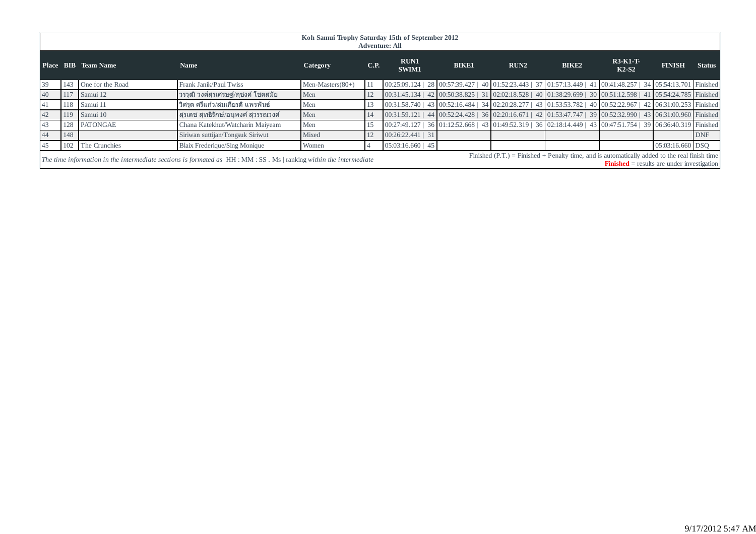**Koh Samui Trophy Saturday 15th of September 2012**
**Adventure: All**

| Place | BIB | Team Name | Name | Category | C.P. | RUN1 SWIM1 | BIKE1 | RUN2 | BIKE2 | R3-K1-T-K2-S2 | FINISH | Status |
|---|---|---|---|---|---|---|---|---|---|---|---|---|
| 39 | 143 | One for the Road | Frank Janik/Paul Twiss | Men-Masters(80+) | 11 | 00:25:09.124 \| 28 | 00:57:39.427 \| 40 | 01:52:23.443 \| 37 | 01:57:13.449 \| 41 | 00:41:48.257 \| 34 | 05:54:13.701 | Finished |
| 40 | 117 | Samui 12 | วรวุฒิ วงศ์สุรเศรษฐ์/ภุชงค์ โชคสมัย | Men | 12 | 00:31:45.134 \| 42 | 00:50:38.825 \| 31 | 02:02:18.528 \| 40 | 01:38:29.699 \| 30 | 00:51:12.598 \| 41 | 05:54:24.785 | Finished |
| 41 | 118 | Samui 11 | วิศรุต ศรีแก้ว/สมเกียรติ แพรพันธ์ | Men | 13 | 00:31:58.740 \| 43 | 00:52:16.484 \| 34 | 02:20:28.277 \| 43 | 01:53:53.782 \| 40 | 00:52:22.967 \| 42 | 06:31:00.253 | Finished |
| 42 | 119 | Samui 10 | สุรเดช สุทธิรักษ์/อนุพงศ์ สุวรรณวงศ์ | Men | 14 | 00:31:59.121 \| 44 | 00:52:24.428 \| 36 | 02:20:16.671 \| 42 | 01:53:47.747 \| 39 | 00:52:32.990 \| 43 | 06:31:00.960 | Finished |
| 43 | 128 | PATONGAE | Chana Katekhut/Watcharin Maiyeam | Men | 15 | 00:27:49.127 \| 36 | 01:12:52.668 \| 43 | 01:49:52.319 \| 36 | 02:18:14.449 \| 43 | 00:47:51.754 \| 39 | 06:36:40.319 | Finished |
| 44 | 148 | | Siriwan suttijan/Tongsuk Siriwut | Mixed | 12 | 00:26:22.441 \| 31 | | | | | | DNF |
| 45 | 102 | The Crunchies | Blaix Frederique/Sing Monique | Women | 4 | 05:03:16.660 \| 45 | | | | | 05:03:16.660 | DSQ |

*The time information in the intermediate sections is formated as* HH : MM : SS . Ms | ranking *within the intermediate*

Finished (P.T.) = Finished + Penalty time, and is automatically added to the real finish time
**Finished** = results are under investigation

9/17/2012 5:47 AM